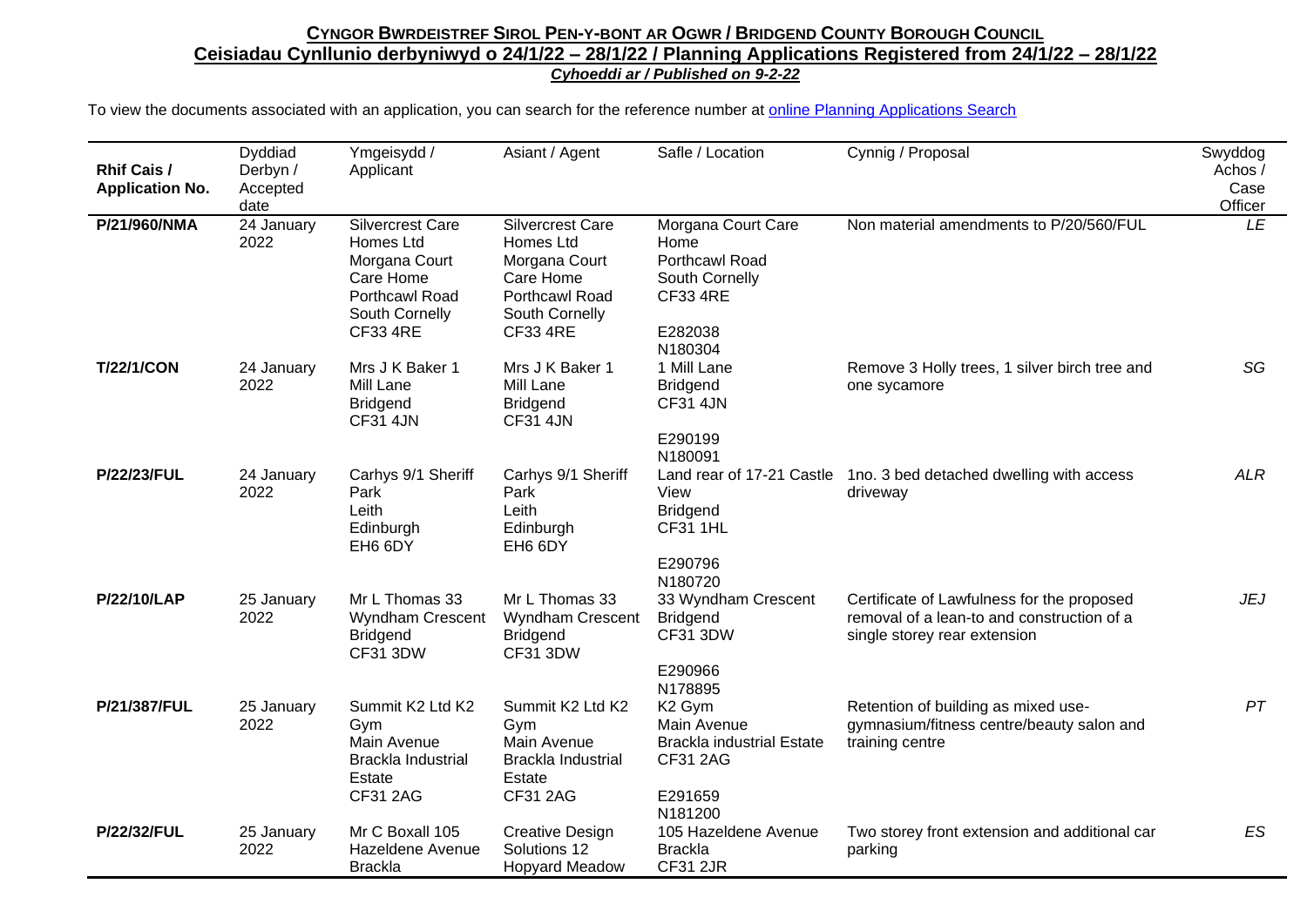**CYNGOR BWRDEISTREF SIROL PEN-Y-BONT AR OGWR / BRIDGEND COUNTY BOROUGH COUNCIL**

**Ceisiadau Cynllunio derbyniwyd o 24/1/22 – 28/1/22 / Planning Applications Registered from 24/1/22 – 28/1/22**

***Cyhoeddi ar / Published on 9-2-22***

To view the documents associated with an application, you can search for the reference number at online Planning Applications Search

| Rhif Cais / Application No. | Dyddiad Derbyn / Accepted date | Ymgeisydd / Applicant | Asiant / Agent | Safle / Location | Cynnig / Proposal | Swyddog Achos / Case Officer |
|---|---|---|---|---|---|---|
| **P/21/960/NMA** | 24 January 2022 | Silvercrest Care Homes Ltd Morgana Court Care Home Porthcawl Road South Cornelly CF33 4RE | Silvercrest Care Homes Ltd Morgana Court Care Home Porthcawl Road South Cornelly CF33 4RE | Morgana Court Care Home Porthcawl Road South Cornelly CF33 4RE E282038 N180304 | Non material amendments to P/20/560/FUL | *LE* |
| **T/22/1/CON** | 24 January 2022 | Mrs J K Baker 1 Mill Lane Bridgend CF31 4JN | Mrs J K Baker 1 Mill Lane Bridgend CF31 4JN | 1 Mill Lane Bridgend CF31 4JN E290199 N180091 | Remove 3 Holly trees, 1 silver birch tree and one sycamore | *SG* |
| **P/22/23/FUL** | 24 January 2022 | Carhys 9/1 Sheriff Park Leith Edinburgh EH6 6DY | Carhys 9/1 Sheriff Park Leith Edinburgh EH6 6DY | Land rear of 17-21 Castle View Bridgend CF31 1HL E290796 N180720 | 1no. 3 bed detached dwelling with access driveway | *ALR* |
| **P/22/10/LAP** | 25 January 2022 | Mr L Thomas 33 Wyndham Crescent Bridgend CF31 3DW | Mr L Thomas 33 Wyndham Crescent Bridgend CF31 3DW | 33 Wyndham Crescent Bridgend CF31 3DW E290966 N178895 | Certificate of Lawfulness for the proposed removal of a lean-to and construction of a single storey rear extension | *JEJ* |
| **P/21/387/FUL** | 25 January 2022 | Summit K2 Ltd K2 Gym Main Avenue Brackla Industrial Estate CF31 2AG | Summit K2 Ltd K2 Gym Main Avenue Brackla Industrial Estate CF31 2AG | K2 Gym Main Avenue Brackla industrial Estate CF31 2AG E291659 N181200 | Retention of building as mixed use-gymnasium/fitness centre/beauty salon and training centre | *PT* |
| **P/22/32/FUL** | 25 January 2022 | Mr C Boxall 105 Hazeldene Avenue Brackla | Creative Design Solutions 12 Hopyard Meadow | 105 Hazeldene Avenue Brackla CF31 2JR | Two storey front extension and additional car parking | *ES* |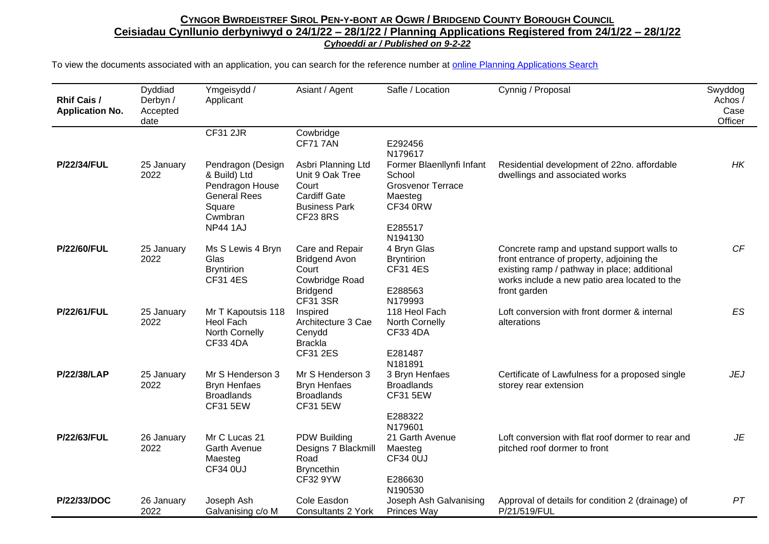## CYNGOR BWRDEISTREF SIROL PEN-Y-BONT AR OGWR / BRIDGEND COUNTY BOROUGH COUNCIL

### Ceisiadau Cynllunio derbyniwyd o 24/1/22 – 28/1/22 / Planning Applications Registered from 24/1/22 – 28/1/22

***Cyhoeddi ar / Published on 9-2-22***

To view the documents associated with an application, you can search for the reference number at online Planning Applications Search

| Rhif Cais / Application No. | Dyddiad Derbyn / Accepted date | Ymgeisydd / Applicant | Asiant / Agent | Safle / Location | Cynnig / Proposal | Swyddog Achos / Case Officer |
|---|---|---|---|---|---|---|
| | | CF31 2JR | Cowbridge CF71 7AN | E292456 N179617 | | |
| **P/22/34/FUL** | 25 January 2022 | Pendragon (Design & Build) Ltd Pendragon House General Rees Square Cwmbran NP44 1AJ | Asbri Planning Ltd Unit 9 Oak Tree Court Cardiff Gate Business Park CF23 8RS | Former Blaenllynfi Infant School Grosvenor Terrace Maesteg CF34 0RW E285517 N194130 | Residential development of 22no. affordable dwellings and associated works | *HK* |
| **P/22/60/FUL** | 25 January 2022 | Ms S Lewis 4 Bryn Glas Bryntirion CF31 4ES | Care and Repair Bridgend Avon Court Cowbridge Road Bridgend CF31 3SR | 4 Bryn Glas Bryntirion CF31 4ES E288563 N179993 | Concrete ramp and upstand support walls to front entrance of property, adjoining the existing ramp / pathway in place; additional works include a new patio area located to the front garden | *CF* |
| **P/22/61/FUL** | 25 January 2022 | Mr T Kapoutsis 118 Heol Fach North Cornelly CF33 4DA | Inspired Architecture 3 Cae Cenydd Brackla CF31 2ES | 118 Heol Fach North Cornelly CF33 4DA E281487 N181891 | Loft conversion with front dormer & internal alterations | *ES* |
| **P/22/38/LAP** | 25 January 2022 | Mr S Henderson 3 Bryn Henfaes Broadlands CF31 5EW | Mr S Henderson 3 Bryn Henfaes Broadlands CF31 5EW | 3 Bryn Henfaes Broadlands CF31 5EW E288322 N179601 | Certificate of Lawfulness for a proposed single storey rear extension | *JEJ* |
| **P/22/63/FUL** | 26 January 2022 | Mr C Lucas 21 Garth Avenue Maesteg CF34 0UJ | PDW Building Designs 7 Blackmill Road Bryncethin CF32 9YW | 21 Garth Avenue Maesteg CF34 0UJ E286630 N190530 | Loft conversion with flat roof dormer to rear and pitched roof dormer to front | *JE* |
| **P/22/33/DOC** | 26 January 2022 | Joseph Ash Galvanising c/o M | Cole Easdon Consultants 2 York | Joseph Ash Galvanising Princes Way | Approval of details for condition 2 (drainage) of P/21/519/FUL | *PT* |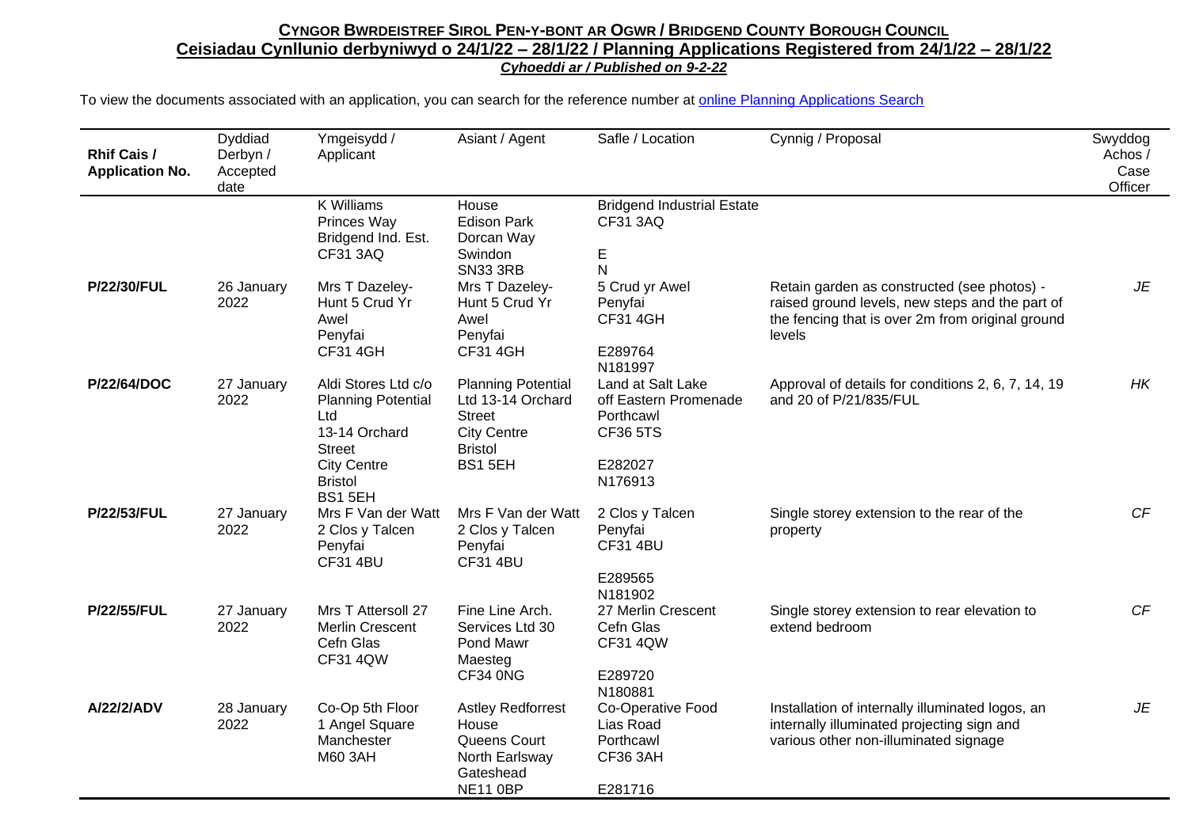# CYNGOR BWRDEISTREF SIROL PEN-Y-BONT AR OGWR / BRIDGEND COUNTY BOROUGH COUNCIL

## Ceisiadau Cynllunio derbyniwyd o 24/1/22 – 28/1/22 / Planning Applications Registered from 24/1/22 – 28/1/22

***Cyhoeddi ar / Published on 9-2-22***

To view the documents associated with an application, you can search for the reference number at [online Planning Applications Search]()

| Rhif Cais / Application No. | Dyddiad Derbyn / Accepted date | Ymgeisydd / Applicant | Asiant / Agent | Safle / Location | Cynnig / Proposal | Swyddog Achos / Case Officer |
|---|---|---|---|---|---|---|
| | | K Williams Princes Way Bridgend Ind. Est. CF31 3AQ | House Edison Park Dorcan Way Swindon SN33 3RB | Bridgend Industrial Estate CF31 3AQ E N | | |
| **P/22/30/FUL** | 26 January 2022 | Mrs T Dazeley-Hunt 5 Crud Yr Awel Penyfai CF31 4GH | Mrs T Dazeley-Hunt 5 Crud Yr Awel Penyfai CF31 4GH | 5 Crud yr Awel Penyfai CF31 4GH E289764 N181997 | Retain garden as constructed (see photos) - raised ground levels, new steps and the part of the fencing that is over 2m from original ground levels | *JE* |
| **P/22/64/DOC** | 27 January 2022 | Aldi Stores Ltd c/o Planning Potential Ltd 13-14 Orchard Street City Centre Bristol BS1 5EH | Planning Potential Ltd 13-14 Orchard Street City Centre Bristol BS1 5EH | Land at Salt Lake off Eastern Promenade Porthcawl CF36 5TS E282027 N176913 | Approval of details for conditions 2, 6, 7, 14, 19 and 20 of P/21/835/FUL | *HK* |
| **P/22/53/FUL** | 27 January 2022 | Mrs F Van der Watt 2 Clos y Talcen Penyfai CF31 4BU | Mrs F Van der Watt 2 Clos y Talcen Penyfai CF31 4BU | 2 Clos y Talcen Penyfai CF31 4BU E289565 N181902 | Single storey extension to the rear of the property | *CF* |
| **P/22/55/FUL** | 27 January 2022 | Mrs T Attersoll 27 Merlin Crescent Cefn Glas CF31 4QW | Fine Line Arch. Services Ltd 30 Pond Mawr Maesteg CF34 0NG | 27 Merlin Crescent Cefn Glas CF31 4QW E289720 N180881 | Single storey extension to rear elevation to extend bedroom | *CF* |
| **A/22/2/ADV** | 28 January 2022 | Co-Op 5th Floor 1 Angel Square Manchester M60 3AH | Astley Redforrest House Queens Court North Earlsway Gateshead NE11 0BP | Co-Operative Food Lias Road Porthcawl CF36 3AH E281716 | Installation of internally illuminated logos, an internally illuminated projecting sign and various other non-illuminated signage | *JE* |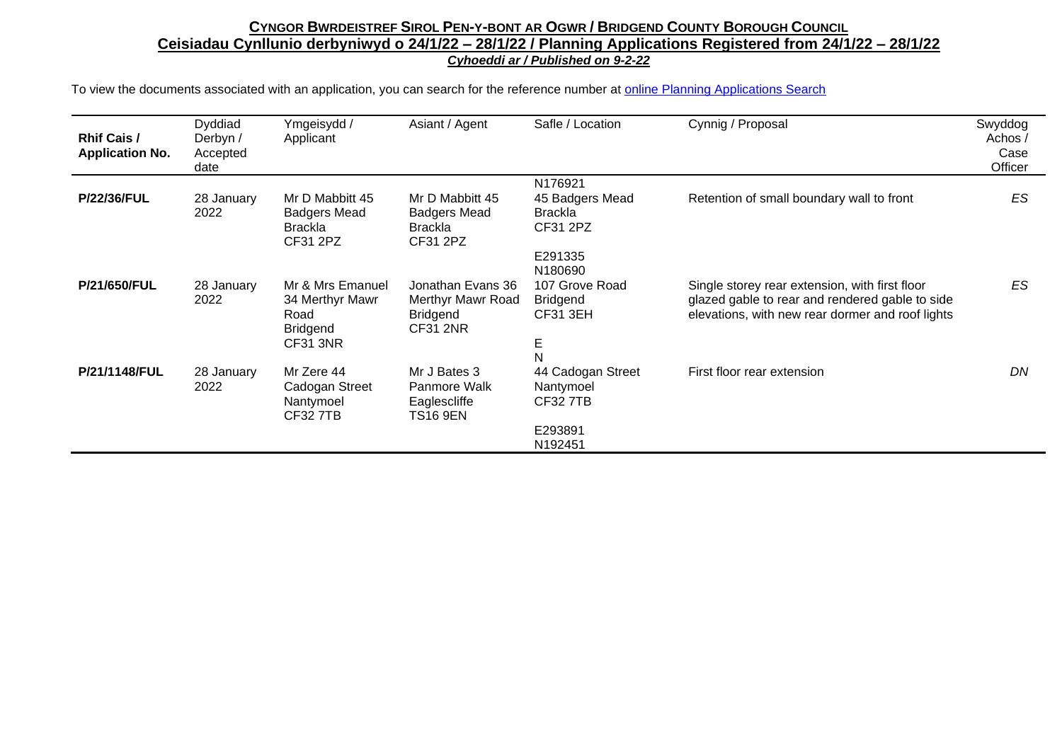**CYNGOR BWRDEISTREF SIROL PEN-Y-BONT AR OGWR / BRIDGEND COUNTY BOROUGH COUNCIL**
**Ceisiadau Cynllunio derbyniwyd o 24/1/22 – 28/1/22 / Planning Applications Registered from 24/1/22 – 28/1/22**
***Cyhoeddi ar / Published on 9-2-22***

To view the documents associated with an application, you can search for the reference number at online Planning Applications Search

| Rhif Cais / Application No. | Dyddiad Derbyn / Accepted date | Ymgeisydd / Applicant | Asiant / Agent | Safle / Location | Cynnig / Proposal | Swyddog Achos / Case Officer |
|---|---|---|---|---|---|---|
| **P/22/36/FUL** | 28 January 2022 | Mr D Mabbitt 45 Badgers Mead Brackla CF31 2PZ | Mr D Mabbitt 45 Badgers Mead Brackla CF31 2PZ | N176921 45 Badgers Mead Brackla CF31 2PZ E291335 N180690 | Retention of small boundary wall to front | *ES* |
| **P/21/650/FUL** | 28 January 2022 | Mr & Mrs Emanuel 34 Merthyr Mawr Road Bridgend CF31 3NR | Jonathan Evans 36 Merthyr Mawr Road Bridgend CF31 2NR | 107 Grove Road Bridgend CF31 3EH E N | Single storey rear extension, with first floor glazed gable to rear and rendered gable to side elevations, with new rear dormer and roof lights | *ES* |
| **P/21/1148/FUL** | 28 January 2022 | Mr Zere 44 Cadogan Street Nantymoel CF32 7TB | Mr J Bates 3 Panmore Walk Eaglescliffe TS16 9EN | 44 Cadogan Street Nantymoel CF32 7TB E293891 N192451 | First floor rear extension | *DN* |